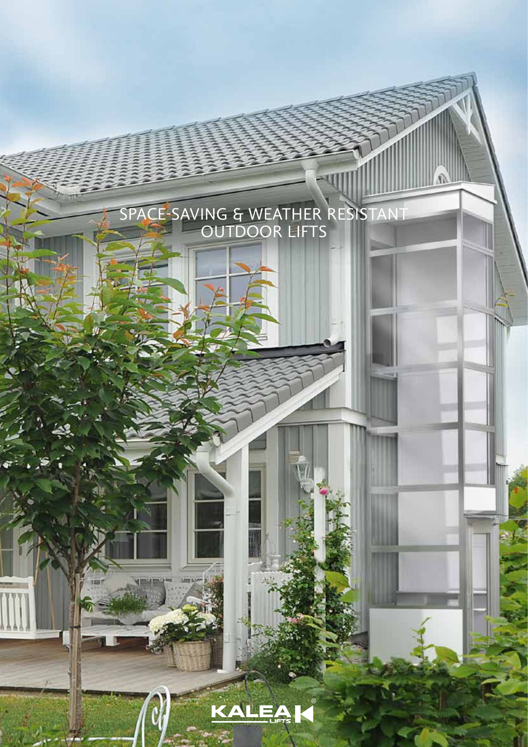# SPACE-SAVING & WEATHER RESISTANT OUTDOOR LIFTS

KALEA LIFTS®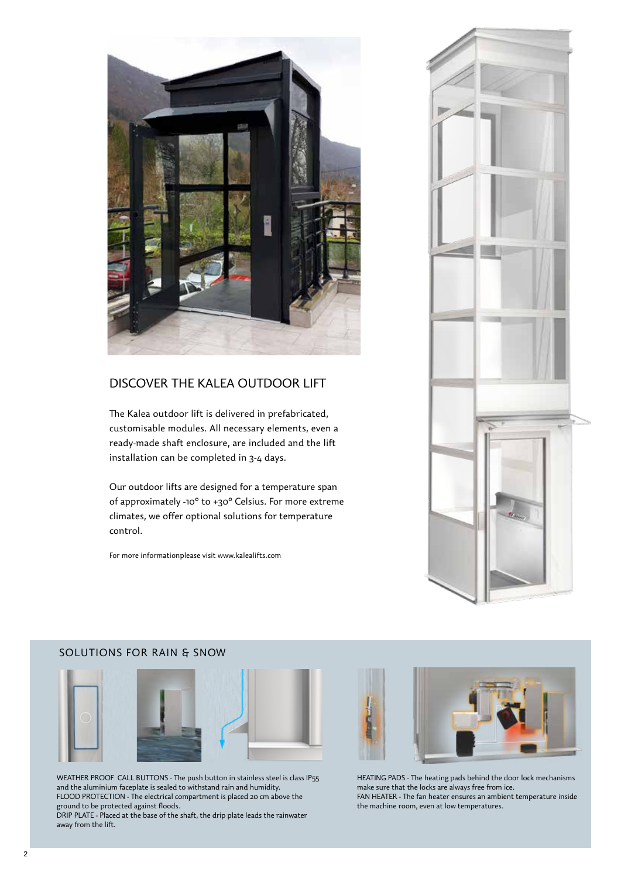## DISCOVER THE KALEA OUTDOOR LIFT

The Kalea outdoor lift is delivered in prefabricated, customisable modules. All necessary elements, even a ready-made shaft enclosure, are included and the lift installation can be completed in 3-4 days.

Our outdoor lifts are designed for a temperature span of approximately -10° to +30° Celsius. For more extreme climates, we offer optional solutions for temperature control.

For more informationplease visit www.kalealifts.com

## SOLUTIONS FOR RAIN & SNOW

WEATHER PROOF CALL BUTTONS - The push button in stainless steel is class IP55 and the aluminium faceplate is sealed to withstand rain and humidity.
FLOOD PROTECTION - The electrical compartment is placed 20 cm above the ground to be protected against floods.
DRIP PLATE - Placed at the base of the shaft, the drip plate leads the rainwater away from the lift.

HEATING PADS - The heating pads behind the door lock mechanisms make sure that the locks are always free from ice.
FAN HEATER - The fan heater ensures an ambient temperature inside the machine room, even at low temperatures.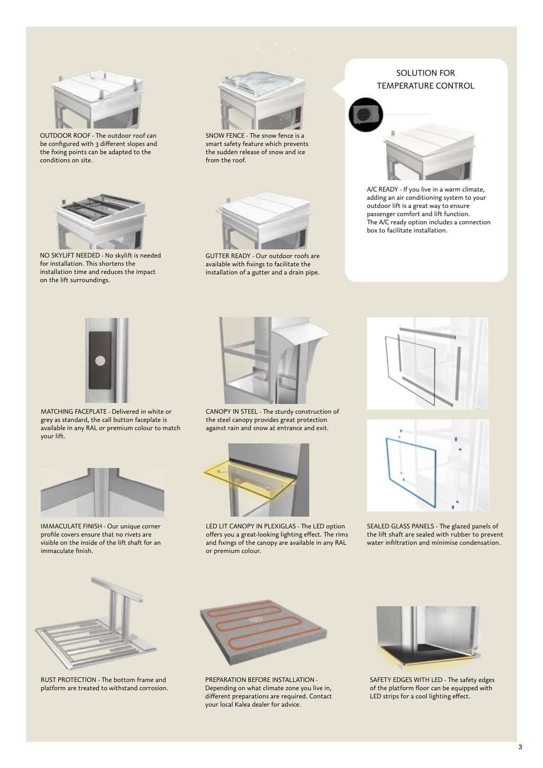OUTDOOR ROOF - The outdoor roof can be configured with 3 different slopes and the fixing points can be adapted to the conditions on site.

SNOW FENCE - The snow fence is a smart safety feature which prevents the sudden release of snow and ice from the roof.

NO SKYLIFT NEEDED - No skylift is needed for installation. This shortens the installation time and reduces the impact on the lift surroundings.

GUTTER READY - Our outdoor roofs are available with fixings to facilitate the installation of a gutter and a drain pipe.

## SOLUTION FOR TEMPERATURE CONTROL

A/C READY - If you live in a warm climate, adding an air conditioning system to your outdoor lift is a great way to ensure passenger comfort and lift function. The A/C ready option includes a connection box to facilitate installation.

MATCHING FACEPLATE - Delivered in white or grey as standard, the call button faceplate is available in any RAL or premium colour to match your lift.

CANOPY IN STEEL - The sturdy construction of the steel canopy provides great protection against rain and snow at entrance and exit.

IMMACULATE FINISH - Our unique corner profile covers ensure that no rivets are visible on the inside of the lift shaft for an immaculate finish.

LED LIT CANOPY IN PLEXIGLAS - The LED option offers you a great-looking lighting effect. The rims and fixings of the canopy are available in any RAL or premium colour.

SEALED GLASS PANELS - The glazed panels of the lift shaft are sealed with rubber to prevent water infiltration and minimise condensation.

RUST PROTECTION - The bottom frame and platform are treated to withstand corrosion.

PREPARATION BEFORE INSTALLATION - Depending on what climate zone you live in, different preparations are required. Contact your local Kalea dealer for advice.

SAFETY EDGES WITH LED - The safety edges of the platform floor can be equipped with LED strips for a cool lighting effect.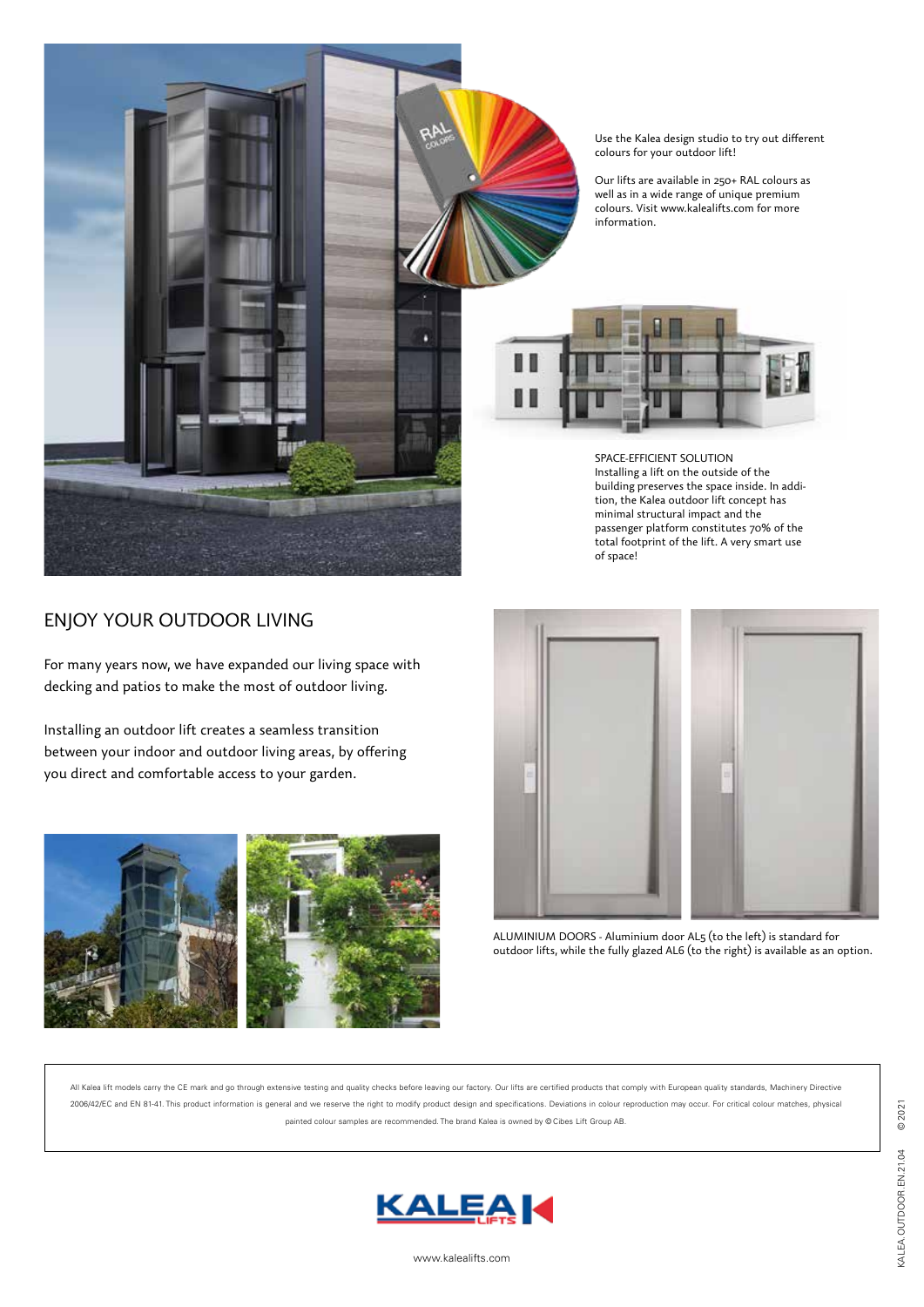Use the Kalea design studio to try out different colours for your outdoor lift!

Our lifts are available in 250+ RAL colours as well as in a wide range of unique premium colours. Visit www.kalealifts.com for more information.

SPACE-EFFICIENT SOLUTION
Installing a lift on the outside of the building preserves the space inside. In addition, the Kalea outdoor lift concept has minimal structural impact and the passenger platform constitutes 70% of the total footprint of the lift. A very smart use of space!

## ENJOY YOUR OUTDOOR LIVING

For many years now, we have expanded our living space with decking and patios to make the most of outdoor living.

Installing an outdoor lift creates a seamless transition between your indoor and outdoor living areas, by offering you direct and comfortable access to your garden.

ALUMINIUM DOORS - Aluminium door AL5 (to the left) is standard for outdoor lifts, while the fully glazed AL6 (to the right) is available as an option.

All Kalea lift models carry the CE mark and go through extensive testing and quality checks before leaving our factory. Our lifts are certified products that comply with European quality standards, Machinery Directive 2006/42/EC and EN 81-41. This product information is general and we reserve the right to modify product design and specifications. Deviations in colour reproduction may occur. For critical colour matches, physical painted colour samples are recommended. The brand Kalea is owned by © Cibes Lift Group AB.

www.kalealifts.com

KALEA OUTDOOR EN.21.04 © 2021